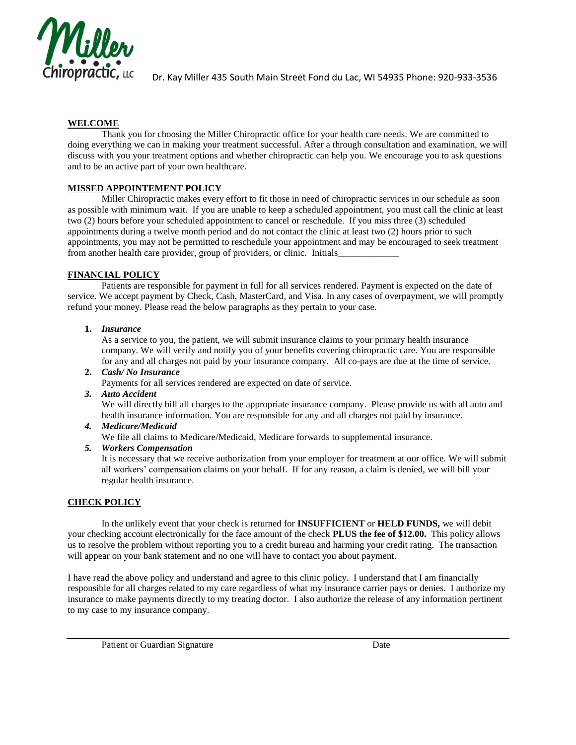Miller Chiropractic, LLC

Dr. Kay Miller 435 South Main Street Fond du Lac, WI 54935 Phone: 920-933-3536

## WELCOME

Thank you for choosing the Miller Chiropractic office for your health care needs. We are committed to doing everything we can in making your treatment successful. After a through consultation and examination, we will discuss with you your treatment options and whether chiropractic can help you. We encourage you to ask questions and to be an active part of your own healthcare.

## MISSED APPOINTEMENT POLICY

Miller Chiropractic makes every effort to fit those in need of chiropractic services in our schedule as soon as possible with minimum wait. If you are unable to keep a scheduled appointment, you must call the clinic at least two (2) hours before your scheduled appointment to cancel or reschedule. If you miss three (3) scheduled appointments during a twelve month period and do not contact the clinic at least two (2) hours prior to such appointments, you may not be permitted to reschedule your appointment and may be encouraged to seek treatment from another health care provider, group of providers, or clinic. Initials_____________

## FINANCIAL POLICY

Patients are responsible for payment in full for all services rendered. Payment is expected on the date of service. We accept payment by Check, Cash, MasterCard, and Visa. In any cases of overpayment, we will promptly refund your money. Please read the below paragraphs as they pertain to your case.

1. ***Insurance***
   As a service to you, the patient, we will submit insurance claims to your primary health insurance company. We will verify and notify you of your benefits covering chiropractic care. You are responsible for any and all charges not paid by your insurance company. All co-pays are due at the time of service.
2. ***Cash/ No Insurance***
   Payments for all services rendered are expected on date of service.
3. ***Auto Accident***
   We will directly bill all charges to the appropriate insurance company. Please provide us with all auto and health insurance information. You are responsible for any and all charges not paid by insurance.
4. ***Medicare/Medicaid***
   We file all claims to Medicare/Medicaid, Medicare forwards to supplemental insurance.
5. ***Workers Compensation***
   It is necessary that we receive authorization from your employer for treatment at our office. We will submit all workers' compensation claims on your behalf. If for any reason, a claim is denied, we will bill your regular health insurance.

## CHECK POLICY

In the unlikely event that your check is returned for **INSUFFICIENT** or **HELD FUNDS,** we will debit your checking account electronically for the face amount of the check **PLUS the fee of $12.00.** This policy allows us to resolve the problem without reporting you to a credit bureau and harming your credit rating. The transaction will appear on your bank statement and no one will have to contact you about payment.

I have read the above policy and understand and agree to this clinic policy. I understand that I am financially responsible for all charges related to my care regardless of what my insurance carrier pays or denies. I authorize my insurance to make payments directly to my treating doctor. I also authorize the release of any information pertinent to my case to my insurance company.

_______________________________________________________________________________

Patient or Guardian Signature                                                                 Date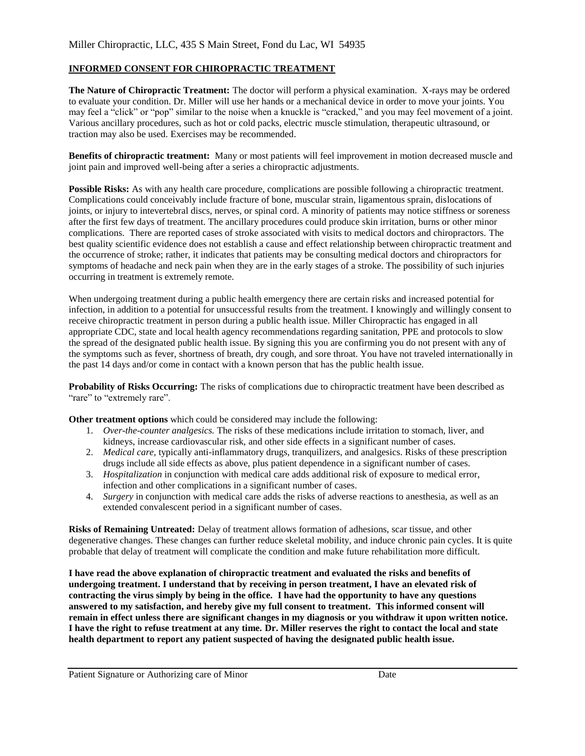Miller Chiropractic, LLC, 435 S Main Street, Fond du Lac, WI 54935

**INFORMED CONSENT FOR CHIROPRACTIC TREATMENT**

**The Nature of Chiropractic Treatment:** The doctor will perform a physical examination. X-rays may be ordered to evaluate your condition. Dr. Miller will use her hands or a mechanical device in order to move your joints. You may feel a "click" or "pop" similar to the noise when a knuckle is "cracked," and you may feel movement of a joint. Various ancillary procedures, such as hot or cold packs, electric muscle stimulation, therapeutic ultrasound, or traction may also be used. Exercises may be recommended.

**Benefits of chiropractic treatment:** Many or most patients will feel improvement in motion decreased muscle and joint pain and improved well-being after a series a chiropractic adjustments.

**Possible Risks:** As with any health care procedure, complications are possible following a chiropractic treatment. Complications could conceivably include fracture of bone, muscular strain, ligamentous sprain, dislocations of joints, or injury to intevertebral discs, nerves, or spinal cord. A minority of patients may notice stiffness or soreness after the first few days of treatment. The ancillary procedures could produce skin irritation, burns or other minor complications. There are reported cases of stroke associated with visits to medical doctors and chiropractors. The best quality scientific evidence does not establish a cause and effect relationship between chiropractic treatment and the occurrence of stroke; rather, it indicates that patients may be consulting medical doctors and chiropractors for symptoms of headache and neck pain when they are in the early stages of a stroke. The possibility of such injuries occurring in treatment is extremely remote.

When undergoing treatment during a public health emergency there are certain risks and increased potential for infection, in addition to a potential for unsuccessful results from the treatment. I knowingly and willingly consent to receive chiropractic treatment in person during a public health issue. Miller Chiropractic has engaged in all appropriate CDC, state and local health agency recommendations regarding sanitation, PPE and protocols to slow the spread of the designated public health issue. By signing this you are confirming you do not present with any of the symptoms such as fever, shortness of breath, dry cough, and sore throat. You have not traveled internationally in the past 14 days and/or come in contact with a known person that has the public health issue.

**Probability of Risks Occurring:** The risks of complications due to chiropractic treatment have been described as "rare" to "extremely rare".

**Other treatment options** which could be considered may include the following:

1. *Over-the-counter analgesics.* The risks of these medications include irritation to stomach, liver, and kidneys, increase cardiovascular risk, and other side effects in a significant number of cases.
2. *Medical care,* typically anti-inflammatory drugs, tranquilizers, and analgesics. Risks of these prescription drugs include all side effects as above, plus patient dependence in a significant number of cases.
3. *Hospitalization* in conjunction with medical care adds additional risk of exposure to medical error, infection and other complications in a significant number of cases.
4. *Surgery* in conjunction with medical care adds the risks of adverse reactions to anesthesia, as well as an extended convalescent period in a significant number of cases.

**Risks of Remaining Untreated:** Delay of treatment allows formation of adhesions, scar tissue, and other degenerative changes. These changes can further reduce skeletal mobility, and induce chronic pain cycles. It is quite probable that delay of treatment will complicate the condition and make future rehabilitation more difficult.

**I have read the above explanation of chiropractic treatment and evaluated the risks and benefits of undergoing treatment. I understand that by receiving in person treatment, I have an elevated risk of contracting the virus simply by being in the office. I have had the opportunity to have any questions answered to my satisfaction, and hereby give my full consent to treatment. This informed consent will remain in effect unless there are significant changes in my diagnosis or you withdraw it upon written notice. I have the right to refuse treatment at any time. Dr. Miller reserves the right to contact the local and state health department to report any patient suspected of having the designated public health issue.**

Patient Signature or Authorizing care of Minor Date